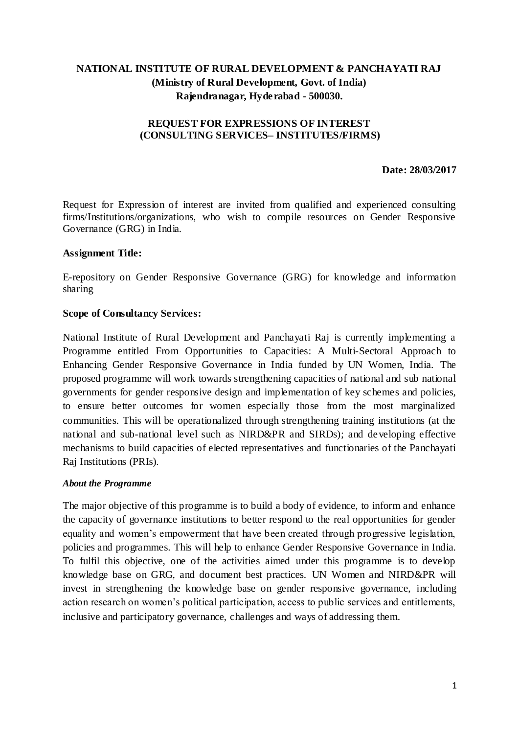**NATIONAL INSTITUTE OF RURAL DEVELOPMENT & PANCHAYATI RAJ**
**(Ministry of Rural Development, Govt. of India)**
**Rajendranagar, Hyderabad - 500030.**

**REQUEST FOR EXPRESSIONS OF INTEREST**
**(CONSULTING SERVICES– INSTITUTES/FIRMS)**

**Date: 28/03/2017**

Request for Expression of interest are invited from qualified and experienced consulting firms/Institutions/organizations, who wish to compile resources on Gender Responsive Governance (GRG) in India.

**Assignment Title:**

E-repository on Gender Responsive Governance (GRG) for knowledge and information sharing

**Scope of Consultancy Services:**

National Institute of Rural Development and Panchayati Raj is currently implementing a Programme entitled From Opportunities to Capacities: A Multi-Sectoral Approach to Enhancing Gender Responsive Governance in India funded by UN Women, India. The proposed programme will work towards strengthening capacities of national and sub national governments for gender responsive design and implementation of key schemes and policies, to ensure better outcomes for women especially those from the most marginalized communities. This will be operationalized through strengthening training institutions (at the national and sub-national level such as NIRD&PR and SIRDs); and developing effective mechanisms to build capacities of elected representatives and functionaries of the Panchayati Raj Institutions (PRIs).

***About the Programme***

The major objective of this programme is to build a body of evidence, to inform and enhance the capacity of governance institutions to better respond to the real opportunities for gender equality and women's empowerment that have been created through progressive legislation, policies and programmes. This will help to enhance Gender Responsive Governance in India. To fulfil this objective, one of the activities aimed under this programme is to develop knowledge base on GRG, and document best practices. UN Women and NIRD&PR will invest in strengthening the knowledge base on gender responsive governance, including action research on women's political participation, access to public services and entitlements, inclusive and participatory governance, challenges and ways of addressing them.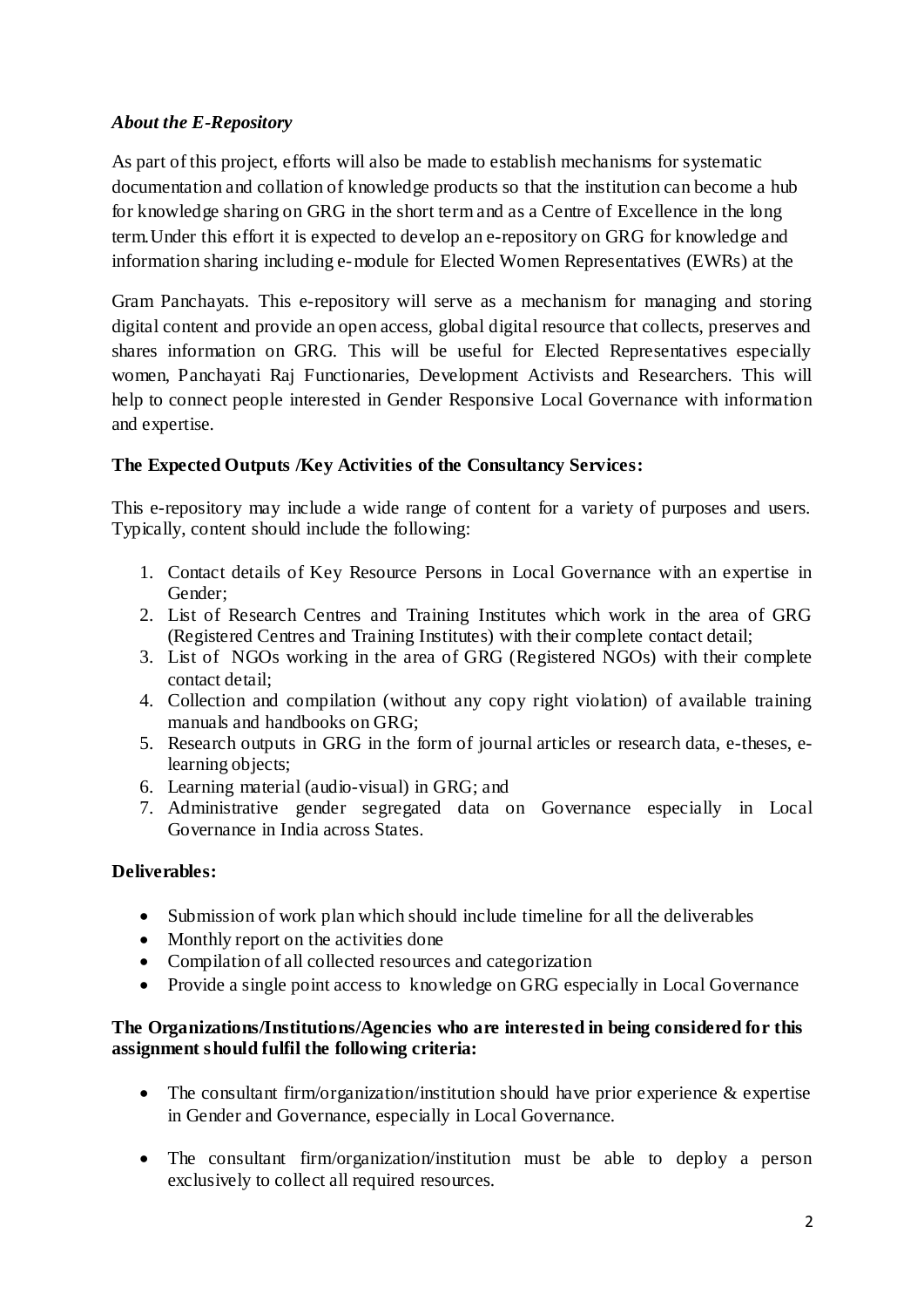### *About the E-Repository*

As part of this project, efforts will also be made to establish mechanisms for systematic documentation and collation of knowledge products so that the institution can become a hub for knowledge sharing on GRG in the short term and as a Centre of Excellence in the long term.Under this effort it is expected to develop an e-repository on GRG for knowledge and information sharing including e-module for Elected Women Representatives (EWRs) at the

Gram Panchayats. This e-repository will serve as a mechanism for managing and storing digital content and provide an open access, global digital resource that collects, preserves and shares information on GRG. This will be useful for Elected Representatives especially women, Panchayati Raj Functionaries, Development Activists and Researchers. This will help to connect people interested in Gender Responsive Local Governance with information and expertise.

**The Expected Outputs /Key Activities of the Consultancy Services:**

This e-repository may include a wide range of content for a variety of purposes and users. Typically, content should include the following:

1. Contact details of Key Resource Persons in Local Governance with an expertise in Gender;
2. List of Research Centres and Training Institutes which work in the area of GRG (Registered Centres and Training Institutes) with their complete contact detail;
3. List of NGOs working in the area of GRG (Registered NGOs) with their complete contact detail;
4. Collection and compilation (without any copy right violation) of available training manuals and handbooks on GRG;
5. Research outputs in GRG in the form of journal articles or research data, e-theses, e-learning objects;
6. Learning material (audio-visual) in GRG; and
7. Administrative gender segregated data on Governance especially in Local Governance in India across States.

**Deliverables:**

- Submission of work plan which should include timeline for all the deliverables
- Monthly report on the activities done
- Compilation of all collected resources and categorization
- Provide a single point access to knowledge on GRG especially in Local Governance

**The Organizations/Institutions/Agencies who are interested in being considered for this assignment should fulfil the following criteria:**

- The consultant firm/organization/institution should have prior experience & expertise in Gender and Governance, especially in Local Governance.
- The consultant firm/organization/institution must be able to deploy a person exclusively to collect all required resources.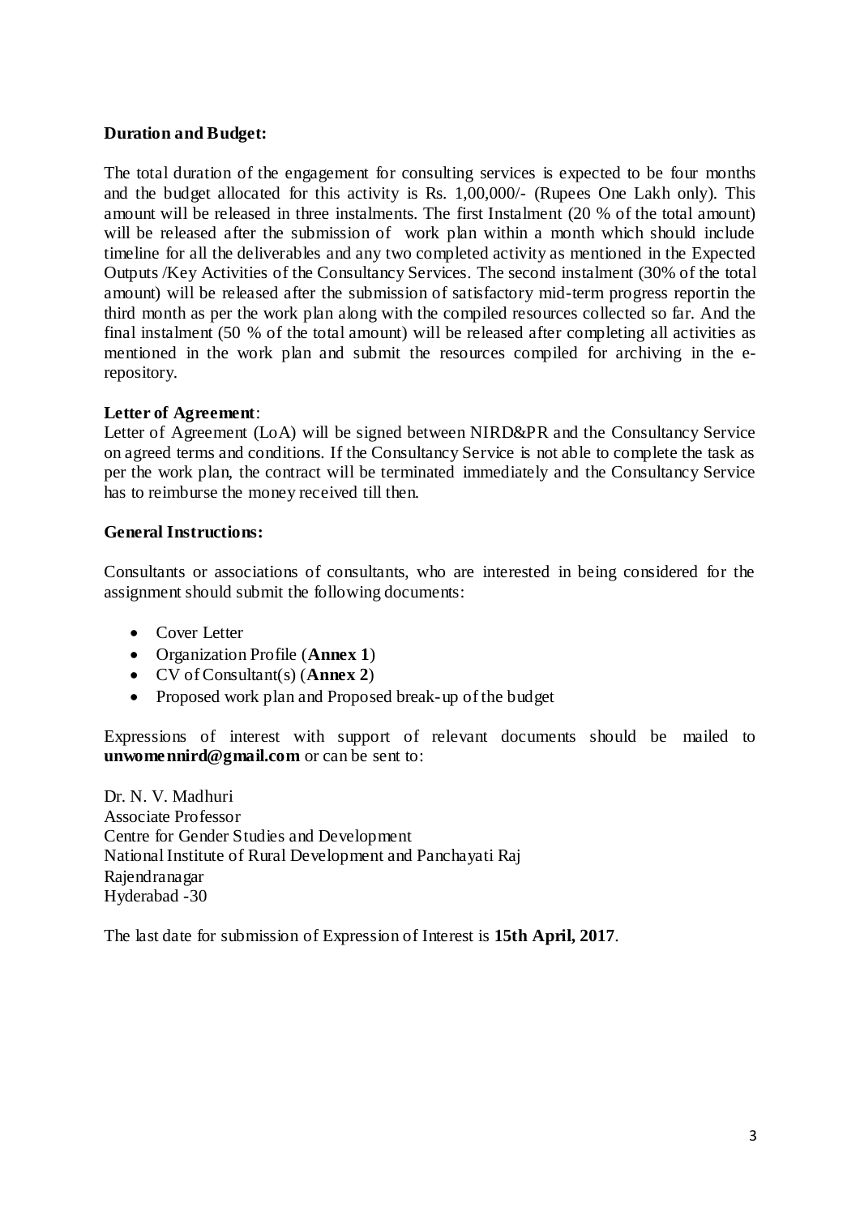**Duration and Budget:**

The total duration of the engagement for consulting services is expected to be four months and the budget allocated for this activity is Rs. 1,00,000/- (Rupees One Lakh only). This amount will be released in three instalments. The first Instalment (20 % of the total amount) will be released after the submission of work plan within a month which should include timeline for all the deliverables and any two completed activity as mentioned in the Expected Outputs /Key Activities of the Consultancy Services. The second instalment (30% of the total amount) will be released after the submission of satisfactory mid-term progress reportin the third month as per the work plan along with the compiled resources collected so far. And the final instalment (50 % of the total amount) will be released after completing all activities as mentioned in the work plan and submit the resources compiled for archiving in the e-repository.

**Letter of Agreement**:

Letter of Agreement (LoA) will be signed between NIRD&PR and the Consultancy Service on agreed terms and conditions. If the Consultancy Service is not able to complete the task as per the work plan, the contract will be terminated immediately and the Consultancy Service has to reimburse the money received till then.

**General Instructions:**

Consultants or associations of consultants, who are interested in being considered for the assignment should submit the following documents:

- Cover Letter
- Organization Profile (**Annex 1**)
- CV of Consultant(s) (**Annex 2**)
- Proposed work plan and Proposed break-up of the budget

Expressions of interest with support of relevant documents should be mailed to **unwomennird@gmail.com** or can be sent to:

Dr. N. V. Madhuri
Associate Professor
Centre for Gender Studies and Development
National Institute of Rural Development and Panchayati Raj
Rajendranagar
Hyderabad -30

The last date for submission of Expression of Interest is **15th April, 2017**.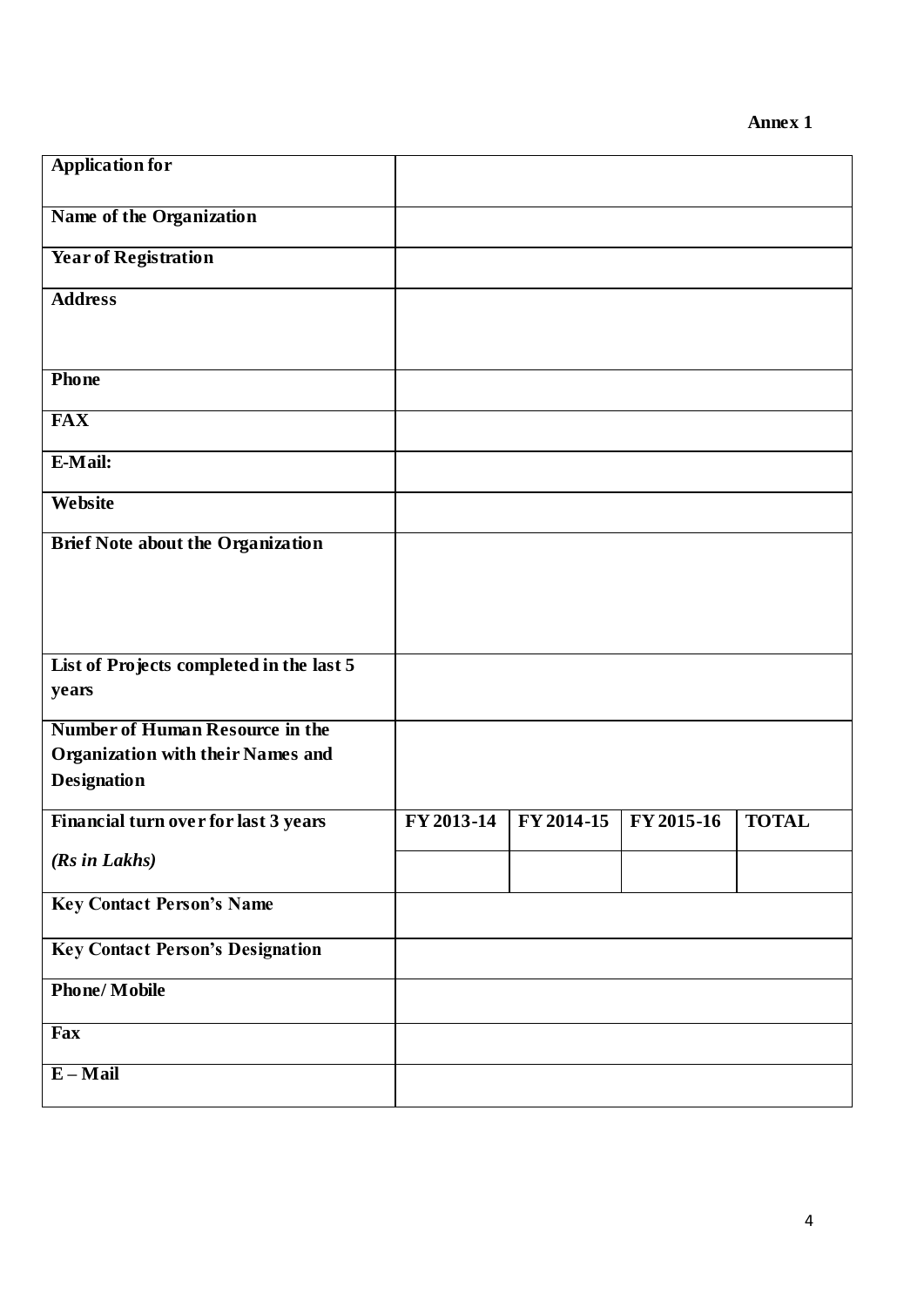**Annex 1**

| **Application for** | | | | |
|---|---|---|---|---|
| **Name of the Organization** | | | | |
| **Year of Registration** | | | | |
| **Address** | | | | |
| **Phone** | | | | |
| **FAX** | | | | |
| **E-Mail:** | | | | |
| **Website** | | | | |
| **Brief Note about the Organization** | | | | |
| **List of Projects completed in the last 5 years** | | | | |
| **Number of Human Resource in the Organization with their Names and Designation** | | | | |
| **Financial turn over for last 3 years** | **FY 2013-14** | **FY 2014-15** | **FY 2015-16** | **TOTAL** |
| ***(Rs in Lakhs)*** | | | | |
| **Key Contact Person's Name** | | | | |
| **Key Contact Person's Designation** | | | | |
| **Phone/ Mobile** | | | | |
| **Fax** | | | | |
| **E – Mail** | | | | |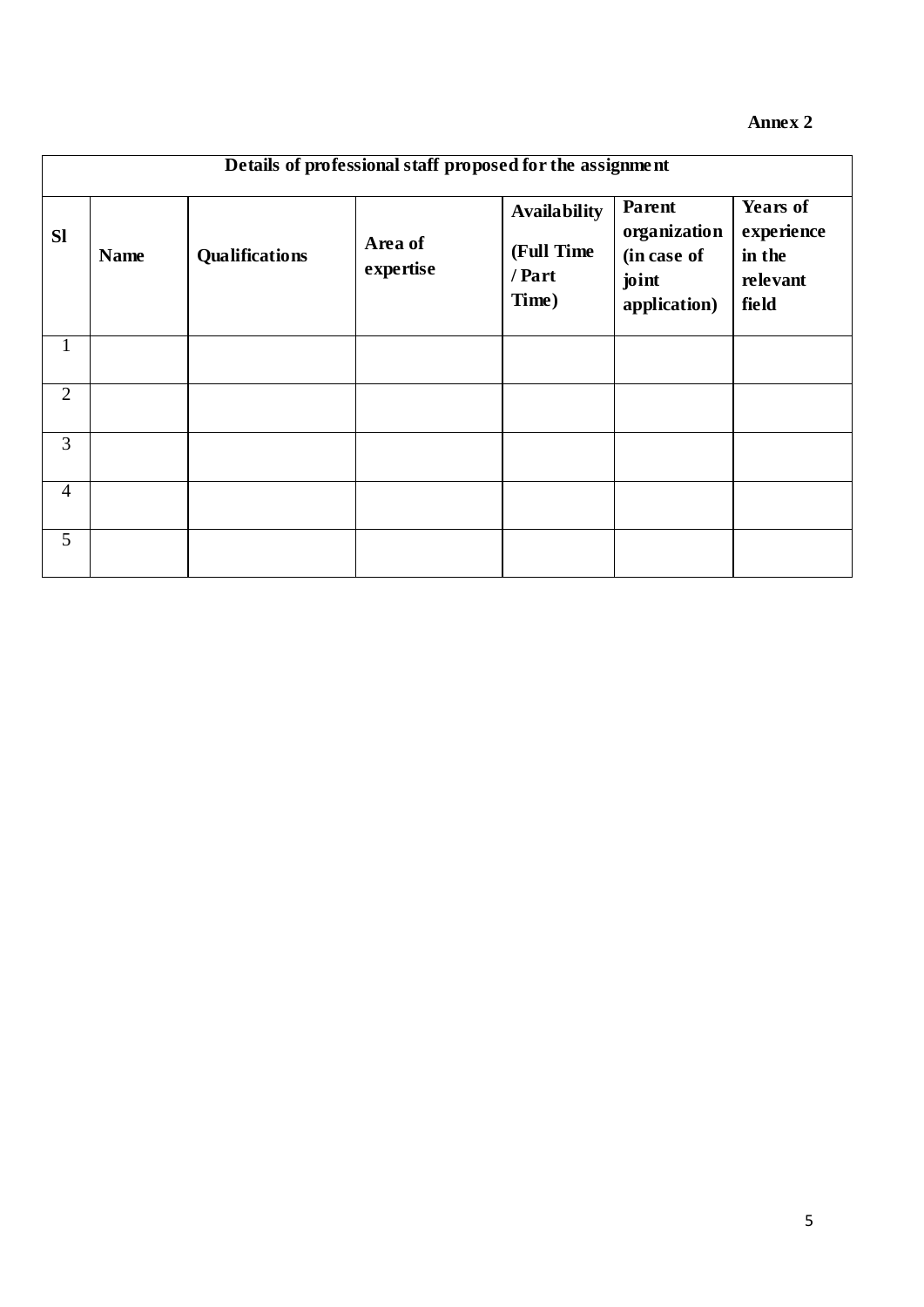**Annex 2**

| Details of professional staff proposed for the assignment | | | | | | |
|---|---|---|---|---|---|---|
| **Sl** | **Name** | **Qualifications** | **Area of expertise** | **Availability (Full Time / Part Time)** | **Parent organization (in case of joint application)** | **Years of experience in the relevant field** |
| 1 | | | | | | |
| 2 | | | | | | |
| 3 | | | | | | |
| 4 | | | | | | |
| 5 | | | | | | |